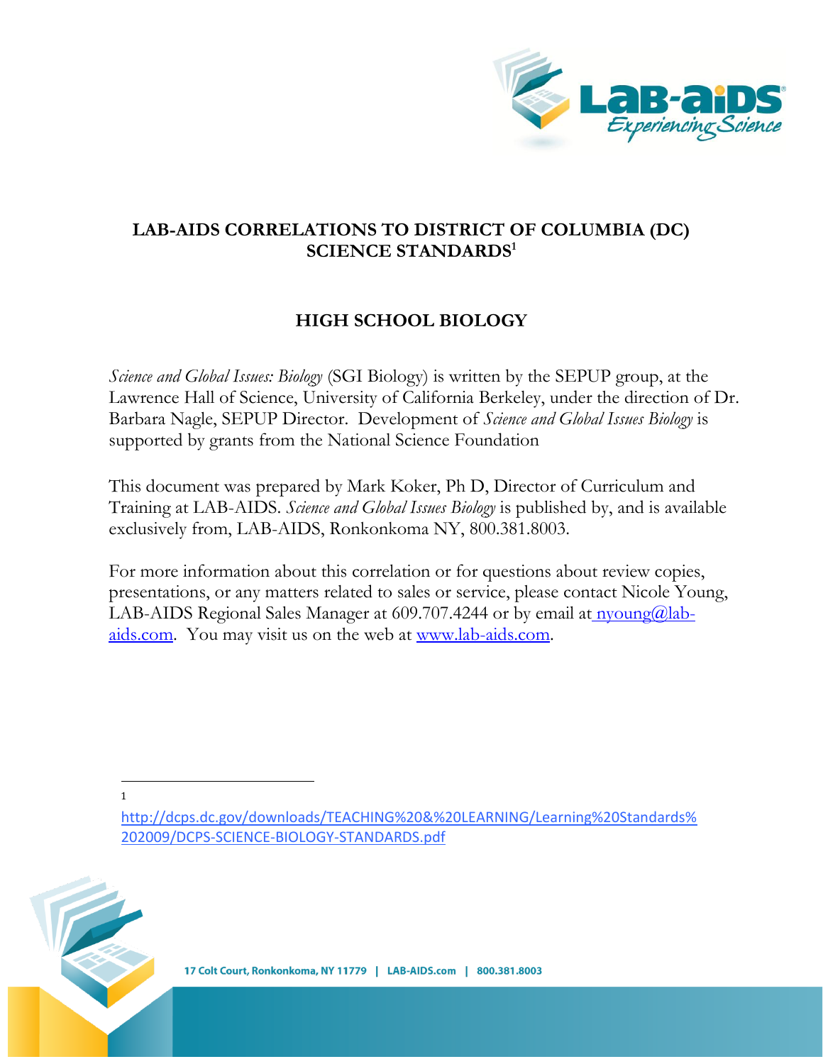# LAB-AIDS CORRELATIONS TO DISTRICT OF COLUMBIA (DC) SCIENCE STANDARDS[1]

## HIGH SCHOOL BIOLOGY

*Science and Global Issues: Biology* (SGI Biology) is written by the SEPUP group, at the Lawrence Hall of Science, University of California Berkeley, under the direction of Dr. Barbara Nagle, SEPUP Director. Development of *Science and Global Issues Biology* is supported by grants from the National Science Foundation

This document was prepared by Mark Koker, Ph D, Director of Curriculum and Training at LAB-AIDS. *Science and Global Issues Biology* is published by, and is available exclusively from, LAB-AIDS, Ronkonkoma NY, 800.381.8003.

For more information about this correlation or for questions about review copies, presentations, or any matters related to sales or service, please contact Nicole Young, LAB-AIDS Regional Sales Manager at 609.707.4244 or by email at nyoung@lab-aids.com. You may visit us on the web at www.lab-aids.com.

---

[1] http://dcps.dc.gov/downloads/TEACHING%20&%20LEARNING/Learning%20Standards%202009/DCPS-SCIENCE-BIOLOGY-STANDARDS.pdf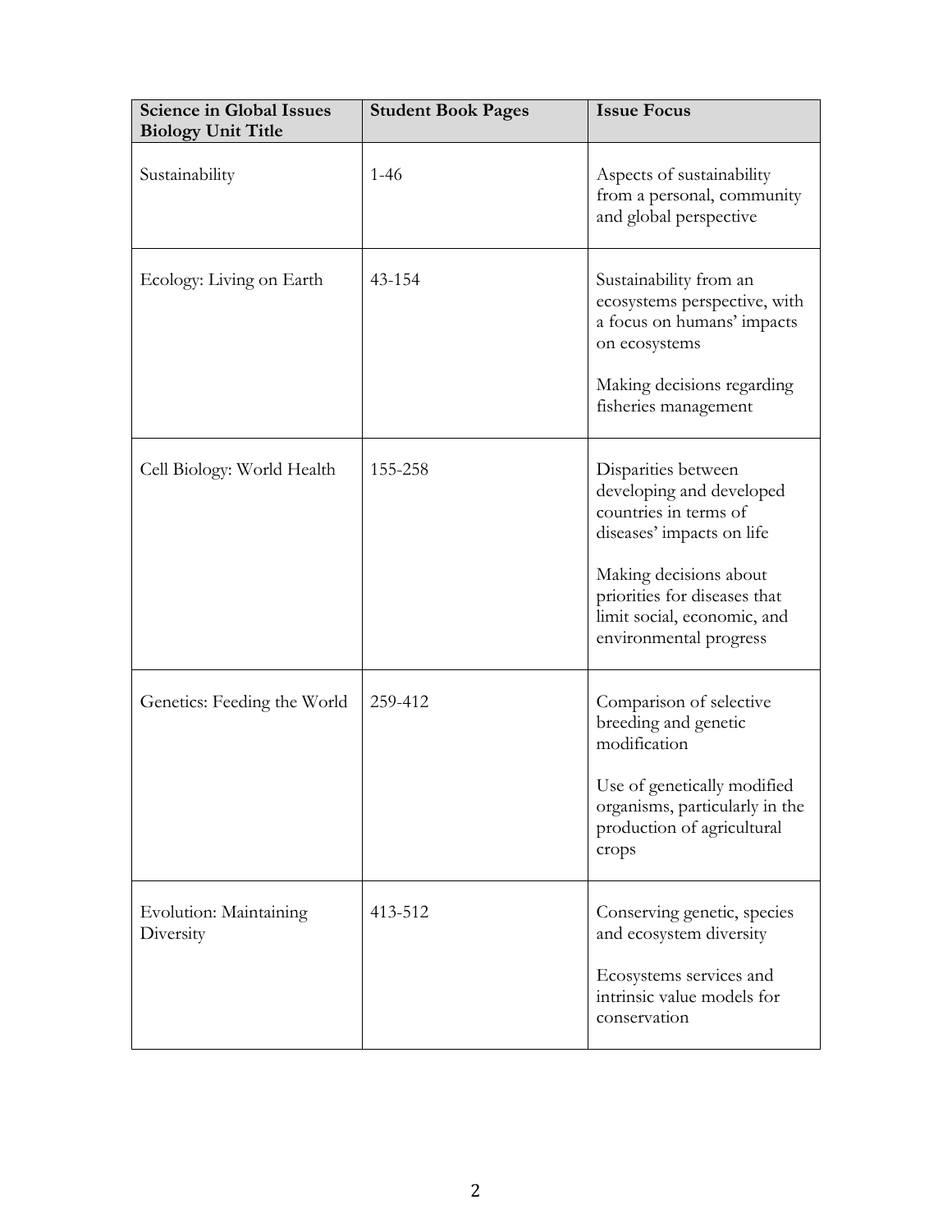| **Science in Global Issues Biology Unit Title** | **Student Book Pages** | **Issue Focus** |
| --- | --- | --- |
| Sustainability | 1-46 | Aspects of sustainability from a personal, community and global perspective |
| Ecology: Living on Earth | 43-154 | Sustainability from an ecosystems perspective, with a focus on humans' impacts on ecosystems<br><br>Making decisions regarding fisheries management |
| Cell Biology: World Health | 155-258 | Disparities between developing and developed countries in terms of diseases' impacts on life<br><br>Making decisions about priorities for diseases that limit social, economic, and environmental progress |
| Genetics: Feeding the World | 259-412 | Comparison of selective breeding and genetic modification<br><br>Use of genetically modified organisms, particularly in the production of agricultural crops |
| Evolution: Maintaining Diversity | 413-512 | Conserving genetic, species and ecosystem diversity<br><br>Ecosystems services and intrinsic value models for conservation |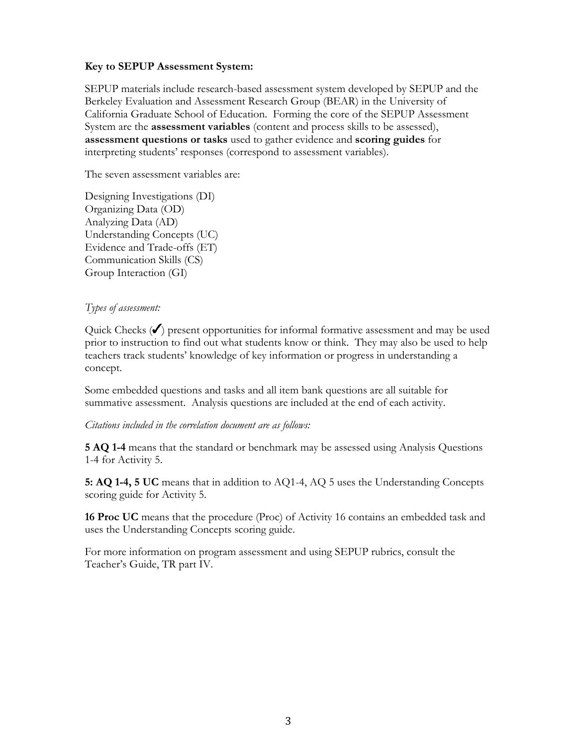**Key to SEPUP Assessment System:**

SEPUP materials include research-based assessment system developed by SEPUP and the Berkeley Evaluation and Assessment Research Group (BEAR) in the University of California Graduate School of Education. Forming the core of the SEPUP Assessment System are the **assessment variables** (content and process skills to be assessed), **assessment questions or tasks** used to gather evidence and **scoring guides** for interpreting students' responses (correspond to assessment variables).

The seven assessment variables are:

Designing Investigations (DI)
Organizing Data (OD)
Analyzing Data (AD)
Understanding Concepts (UC)
Evidence and Trade-offs (ET)
Communication Skills (CS)
Group Interaction (GI)

*Types of assessment:*

Quick Checks (✓) present opportunities for informal formative assessment and may be used prior to instruction to find out what students know or think. They may also be used to help teachers track students' knowledge of key information or progress in understanding a concept.

Some embedded questions and tasks and all item bank questions are all suitable for summative assessment. Analysis questions are included at the end of each activity.

*Citations included in the correlation document are as follows:*

**5 AQ 1-4** means that the standard or benchmark may be assessed using Analysis Questions 1-4 for Activity 5.

**5: AQ 1-4, 5 UC** means that in addition to AQ1-4, AQ 5 uses the Understanding Concepts scoring guide for Activity 5.

**16 Proc UC** means that the procedure (Proc) of Activity 16 contains an embedded task and uses the Understanding Concepts scoring guide.

For more information on program assessment and using SEPUP rubrics, consult the Teacher's Guide, TR part IV.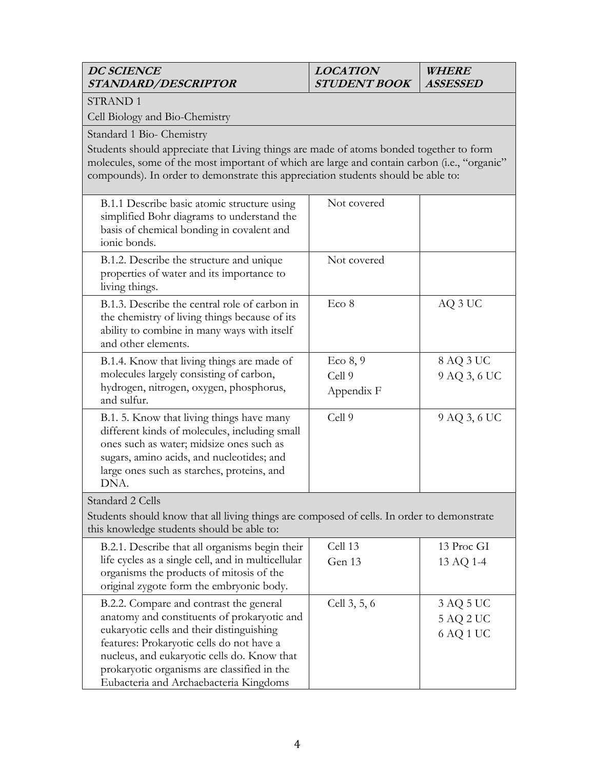| *DC SCIENCE STANDARD/DESCRIPTOR* | *LOCATION STUDENT BOOK* | *WHERE ASSESSED* |
|---|---|---|
| STRAND 1<br>Cell Biology and Bio-Chemistry | | |
| Standard 1 Bio- Chemistry<br>Students should appreciate that Living things are made of atoms bonded together to form molecules, some of the most important of which are large and contain carbon (i.e., "organic" compounds). In order to demonstrate this appreciation students should be able to: | | |
| B.1.1 Describe basic atomic structure using simplified Bohr diagrams to understand the basis of chemical bonding in covalent and ionic bonds. | Not covered | |
| B.1.2. Describe the structure and unique properties of water and its importance to living things. | Not covered | |
| B.1.3. Describe the central role of carbon in the chemistry of living things because of its ability to combine in many ways with itself and other elements. | Eco 8 | AQ 3 UC |
| B.1.4. Know that living things are made of molecules largely consisting of carbon, hydrogen, nitrogen, oxygen, phosphorus, and sulfur. | Eco 8, 9<br>Cell 9<br>Appendix F | 8 AQ 3 UC<br>9 AQ 3, 6 UC |
| B.1. 5. Know that living things have many different kinds of molecules, including small ones such as water; midsize ones such as sugars, amino acids, and nucleotides; and large ones such as starches, proteins, and DNA. | Cell 9 | 9 AQ 3, 6 UC |
| Standard 2 Cells<br>Students should know that all living things are composed of cells. In order to demonstrate this knowledge students should be able to: | | |
| B.2.1. Describe that all organisms begin their life cycles as a single cell, and in multicellular organisms the products of mitosis of the original zygote form the embryonic body. | Cell 13<br>Gen 13 | 13 Proc GI<br>13 AQ 1-4 |
| B.2.2. Compare and contrast the general anatomy and constituents of prokaryotic and eukaryotic cells and their distinguishing features: Prokaryotic cells do not have a nucleus, and eukaryotic cells do. Know that prokaryotic organisms are classified in the Eubacteria and Archaebacteria Kingdoms | Cell 3, 5, 6 | 3 AQ 5 UC<br>5 AQ 2 UC<br>6 AQ 1 UC |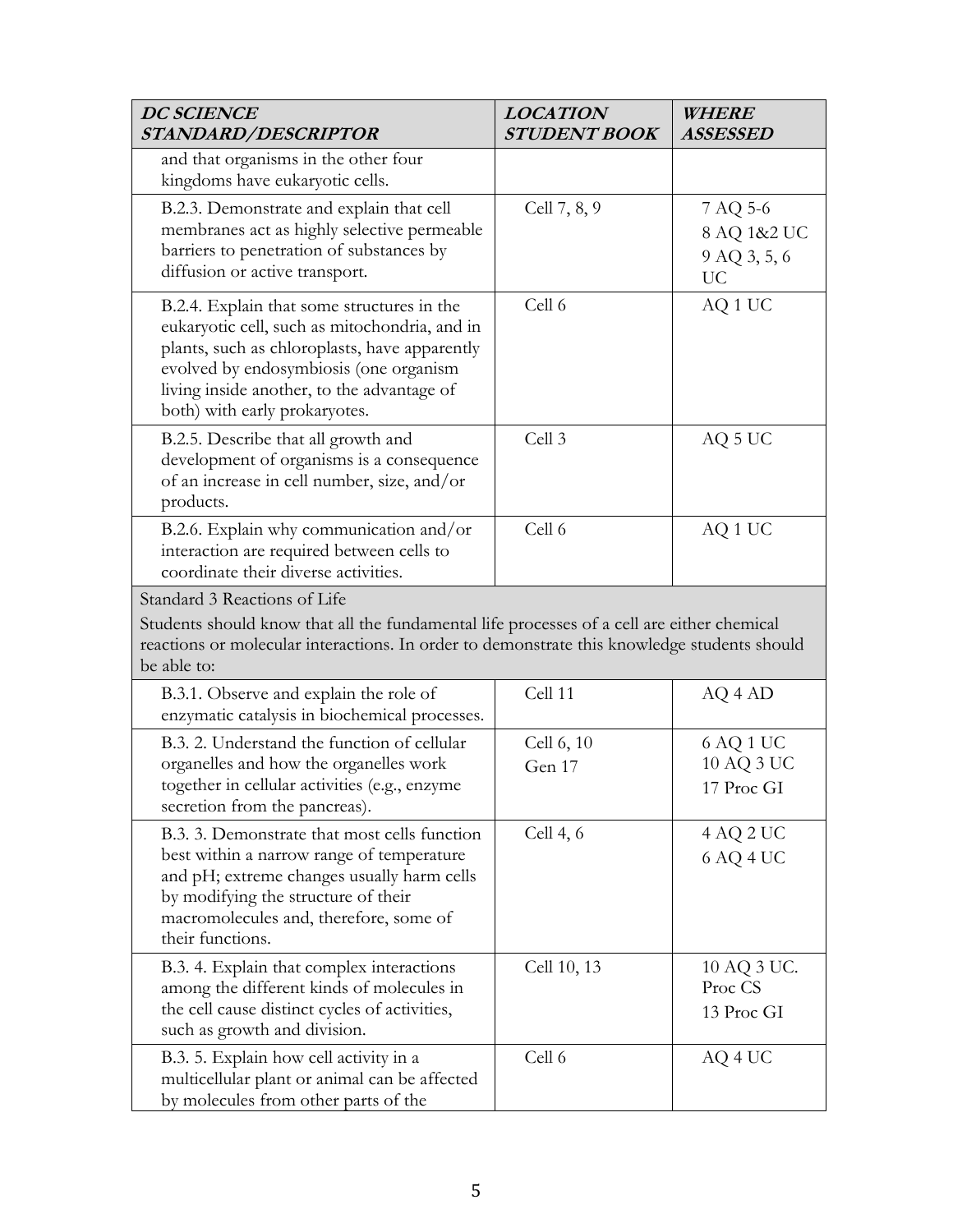| ***DC SCIENCE STANDARD/DESCRIPTOR*** | ***LOCATION STUDENT BOOK*** | ***WHERE ASSESSED*** |
|---|---|---|
| and that organisms in the other four kingdoms have eukaryotic cells. | | |
| B.2.3. Demonstrate and explain that cell membranes act as highly selective permeable barriers to penetration of substances by diffusion or active transport. | Cell 7, 8, 9 | 7 AQ 5-6<br>8 AQ 1&2 UC<br>9 AQ 3, 5, 6 UC |
| B.2.4. Explain that some structures in the eukaryotic cell, such as mitochondria, and in plants, such as chloroplasts, have apparently evolved by endosymbiosis (one organism living inside another, to the advantage of both) with early prokaryotes. | Cell 6 | AQ 1 UC |
| B.2.5. Describe that all growth and development of organisms is a consequence of an increase in cell number, size, and/or products. | Cell 3 | AQ 5 UC |
| B.2.6. Explain why communication and/or interaction are required between cells to coordinate their diverse activities. | Cell 6 | AQ 1 UC |
| Standard 3 Reactions of Life<br>Students should know that all the fundamental life processes of a cell are either chemical reactions or molecular interactions. In order to demonstrate this knowledge students should be able to: | | |
| B.3.1. Observe and explain the role of enzymatic catalysis in biochemical processes. | Cell 11 | AQ 4 AD |
| B.3. 2. Understand the function of cellular organelles and how the organelles work together in cellular activities (e.g., enzyme secretion from the pancreas). | Cell 6, 10<br>Gen 17 | 6 AQ 1 UC<br>10 AQ 3 UC<br>17 Proc GI |
| B.3. 3. Demonstrate that most cells function best within a narrow range of temperature and pH; extreme changes usually harm cells by modifying the structure of their macromolecules and, therefore, some of their functions. | Cell 4, 6 | 4 AQ 2 UC<br>6 AQ 4 UC |
| B.3. 4. Explain that complex interactions among the different kinds of molecules in the cell cause distinct cycles of activities, such as growth and division. | Cell 10, 13 | 10 AQ 3 UC. Proc CS<br>13 Proc GI |
| B.3. 5. Explain how cell activity in a multicellular plant or animal can be affected by molecules from other parts of the | Cell 6 | AQ 4 UC |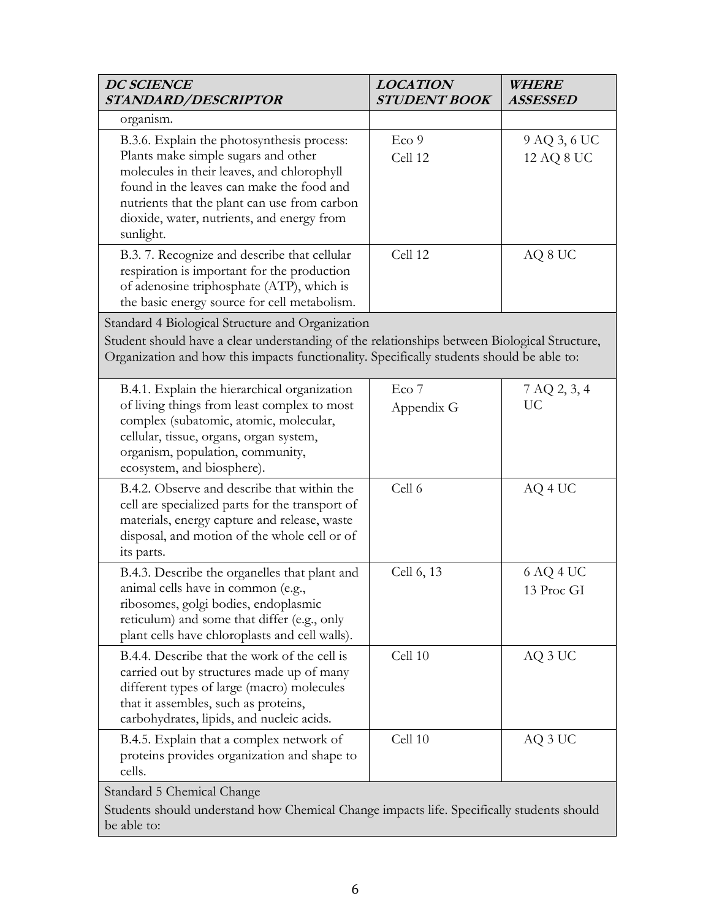| *DC SCIENCE STANDARD/DESCRIPTOR* | *LOCATION STUDENT BOOK* | *WHERE ASSESSED* |
|---|---|---|
| organism. | | |
| B.3.6. Explain the photosynthesis process: Plants make simple sugars and other molecules in their leaves, and chlorophyll found in the leaves can make the food and nutrients that the plant can use from carbon dioxide, water, nutrients, and energy from sunlight. | Eco 9<br>Cell 12 | 9 AQ 3, 6 UC<br>12 AQ 8 UC |
| B.3. 7. Recognize and describe that cellular respiration is important for the production of adenosine triphosphate (ATP), which is the basic energy source for cell metabolism. | Cell 12 | AQ 8 UC |
| Standard 4 Biological Structure and Organization<br>Student should have a clear understanding of the relationships between Biological Structure, Organization and how this impacts functionality. Specifically students should be able to: | | |
| B.4.1. Explain the hierarchical organization of living things from least complex to most complex (subatomic, atomic, molecular, cellular, tissue, organs, organ system, organism, population, community, ecosystem, and biosphere). | Eco 7<br>Appendix G | 7 AQ 2, 3, 4 UC |
| B.4.2. Observe and describe that within the cell are specialized parts for the transport of materials, energy capture and release, waste disposal, and motion of the whole cell or of its parts. | Cell 6 | AQ 4 UC |
| B.4.3. Describe the organelles that plant and animal cells have in common (e.g., ribosomes, golgi bodies, endoplasmic reticulum) and some that differ (e.g., only plant cells have chloroplasts and cell walls). | Cell 6, 13 | 6 AQ 4 UC<br>13 Proc GI |
| B.4.4. Describe that the work of the cell is carried out by structures made up of many different types of large (macro) molecules that it assembles, such as proteins, carbohydrates, lipids, and nucleic acids. | Cell 10 | AQ 3 UC |
| B.4.5. Explain that a complex network of proteins provides organization and shape to cells. | Cell 10 | AQ 3 UC |
| Standard 5 Chemical Change<br>Students should understand how Chemical Change impacts life. Specifically students should be able to: | | |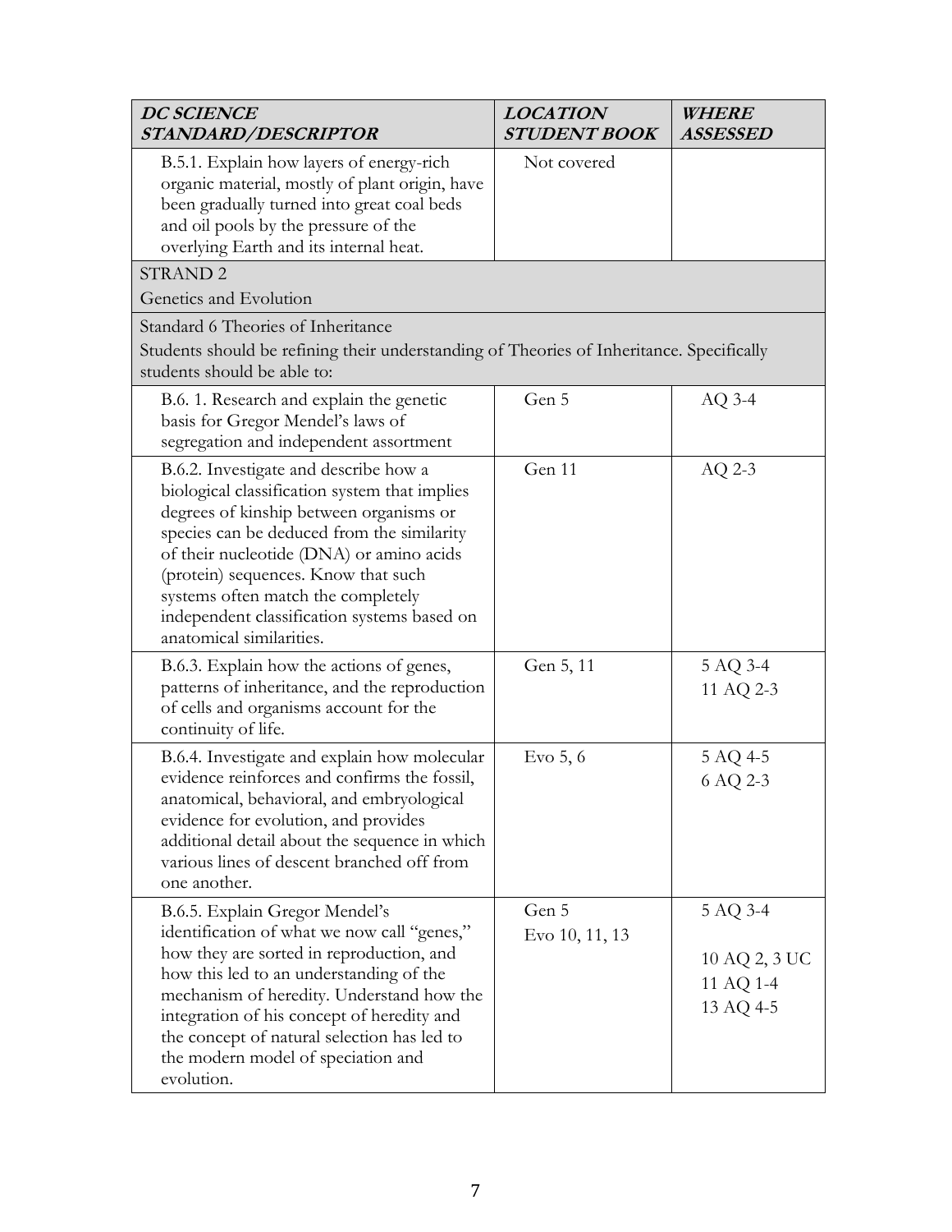| ***DC SCIENCE STANDARD/DESCRIPTOR*** | ***LOCATION STUDENT BOOK*** | ***WHERE ASSESSED*** |
| --- | --- | --- |
| B.5.1. Explain how layers of energy-rich organic material, mostly of plant origin, have been gradually turned into great coal beds and oil pools by the pressure of the overlying Earth and its internal heat. | Not covered | |
| STRAND 2<br>Genetics and Evolution | | |
| Standard 6 Theories of Inheritance<br>Students should be refining their understanding of Theories of Inheritance. Specifically students should be able to: | | |
| B.6. 1. Research and explain the genetic basis for Gregor Mendel's laws of segregation and independent assortment | Gen 5 | AQ 3-4 |
| B.6.2. Investigate and describe how a biological classification system that implies degrees of kinship between organisms or species can be deduced from the similarity of their nucleotide (DNA) or amino acids (protein) sequences. Know that such systems often match the completely independent classification systems based on anatomical similarities. | Gen 11 | AQ 2-3 |
| B.6.3. Explain how the actions of genes, patterns of inheritance, and the reproduction of cells and organisms account for the continuity of life. | Gen 5, 11 | 5 AQ 3-4<br>11 AQ 2-3 |
| B.6.4. Investigate and explain how molecular evidence reinforces and confirms the fossil, anatomical, behavioral, and embryological evidence for evolution, and provides additional detail about the sequence in which various lines of descent branched off from one another. | Evo 5, 6 | 5 AQ 4-5<br>6 AQ 2-3 |
| B.6.5. Explain Gregor Mendel's identification of what we now call "genes," how they are sorted in reproduction, and how this led to an understanding of the mechanism of heredity. Understand how the integration of his concept of heredity and the concept of natural selection has led to the modern model of speciation and evolution. | Gen 5<br>Evo 10, 11, 13 | 5 AQ 3-4<br>10 AQ 2, 3 UC<br>11 AQ 1-4<br>13 AQ 4-5 |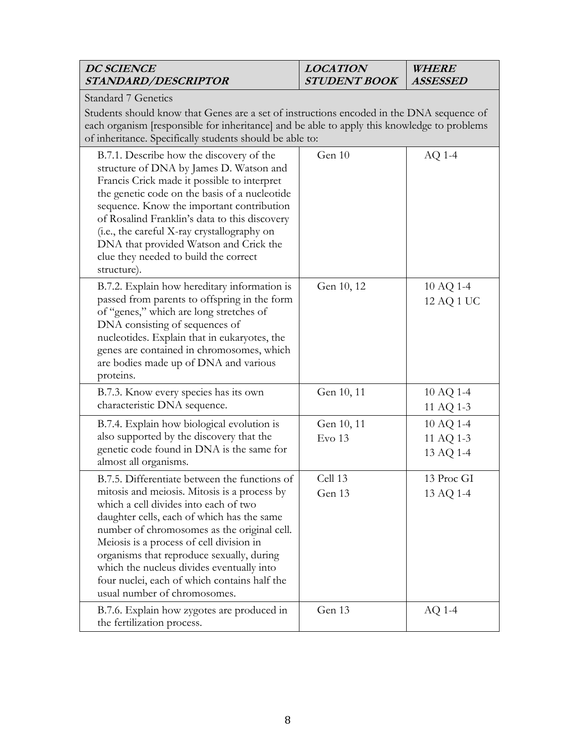| ***DC SCIENCE STANDARD/DESCRIPTOR*** | ***LOCATION STUDENT BOOK*** | ***WHERE ASSESSED*** |
|---|---|---|
| Standard 7 Genetics<br>Students should know that Genes are a set of instructions encoded in the DNA sequence of each organism [responsible for inheritance] and be able to apply this knowledge to problems of inheritance. Specifically students should be able to: | | |
| B.7.1. Describe how the discovery of the structure of DNA by James D. Watson and Francis Crick made it possible to interpret the genetic code on the basis of a nucleotide sequence. Know the important contribution of Rosalind Franklin's data to this discovery (i.e., the careful X-ray crystallography on DNA that provided Watson and Crick the clue they needed to build the correct structure). | Gen 10 | AQ 1-4 |
| B.7.2. Explain how hereditary information is passed from parents to offspring in the form of "genes," which are long stretches of DNA consisting of sequences of nucleotides. Explain that in eukaryotes, the genes are contained in chromosomes, which are bodies made up of DNA and various proteins. | Gen 10, 12 | 10 AQ 1-4<br>12 AQ 1 UC |
| B.7.3. Know every species has its own characteristic DNA sequence. | Gen 10, 11 | 10 AQ 1-4<br>11 AQ 1-3 |
| B.7.4. Explain how biological evolution is also supported by the discovery that the genetic code found in DNA is the same for almost all organisms. | Gen 10, 11<br>Evo 13 | 10 AQ 1-4<br>11 AQ 1-3<br>13 AQ 1-4 |
| B.7.5. Differentiate between the functions of mitosis and meiosis. Mitosis is a process by which a cell divides into each of two daughter cells, each of which has the same number of chromosomes as the original cell. Meiosis is a process of cell division in organisms that reproduce sexually, during which the nucleus divides eventually into four nuclei, each of which contains half the usual number of chromosomes. | Cell 13<br>Gen 13 | 13 Proc GI<br>13 AQ 1-4 |
| B.7.6. Explain how zygotes are produced in the fertilization process. | Gen 13 | AQ 1-4 |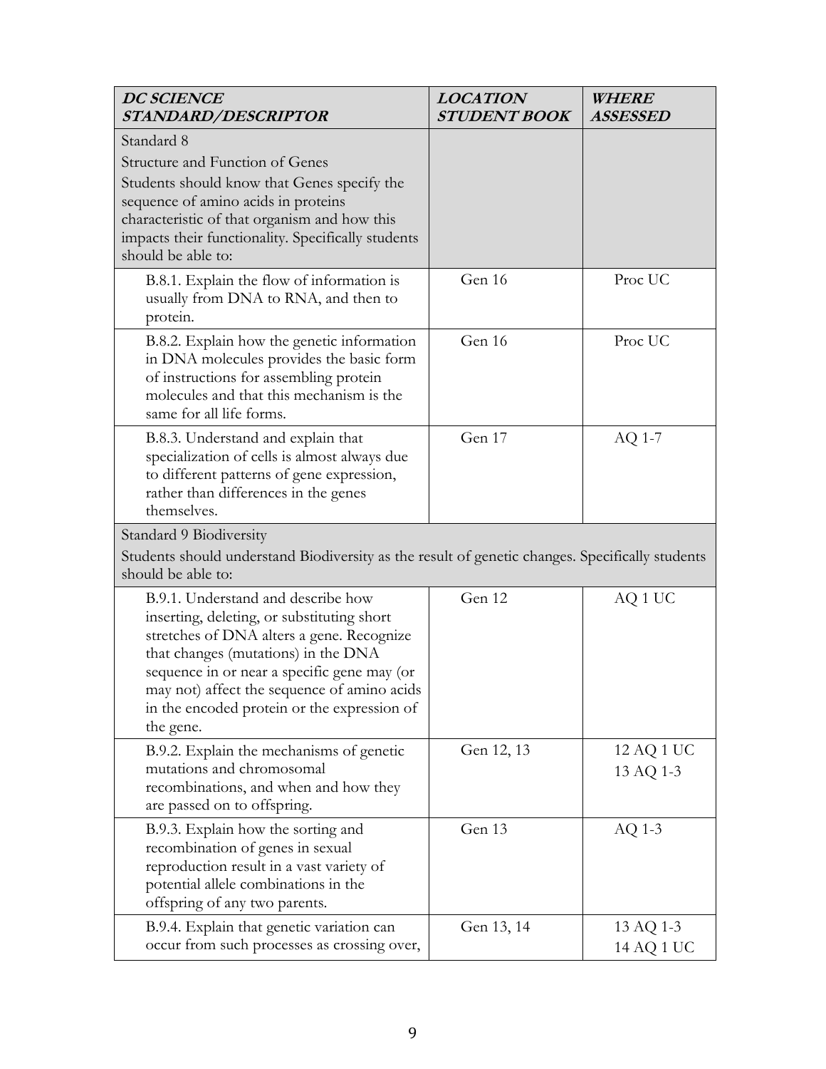| ***DC SCIENCE STANDARD/DESCRIPTOR*** | ***LOCATION STUDENT BOOK*** | ***WHERE ASSESSED*** |
|---|---|---|
| Standard 8<br>Structure and Function of Genes<br>Students should know that Genes specify the sequence of amino acids in proteins characteristic of that organism and how this impacts their functionality. Specifically students should be able to: | | |
| B.8.1. Explain the flow of information is usually from DNA to RNA, and then to protein. | Gen 16 | Proc UC |
| B.8.2. Explain how the genetic information in DNA molecules provides the basic form of instructions for assembling protein molecules and that this mechanism is the same for all life forms. | Gen 16 | Proc UC |
| B.8.3. Understand and explain that specialization of cells is almost always due to different patterns of gene expression, rather than differences in the genes themselves. | Gen 17 | AQ 1-7 |
| Standard 9 Biodiversity<br>Students should understand Biodiversity as the result of genetic changes. Specifically students should be able to: | | |
| B.9.1. Understand and describe how inserting, deleting, or substituting short stretches of DNA alters a gene. Recognize that changes (mutations) in the DNA sequence in or near a specific gene may (or may not) affect the sequence of amino acids in the encoded protein or the expression of the gene. | Gen 12 | AQ 1 UC |
| B.9.2. Explain the mechanisms of genetic mutations and chromosomal recombinations, and when and how they are passed on to offspring. | Gen 12, 13 | 12 AQ 1 UC<br>13 AQ 1-3 |
| B.9.3. Explain how the sorting and recombination of genes in sexual reproduction result in a vast variety of potential allele combinations in the offspring of any two parents. | Gen 13 | AQ 1-3 |
| B.9.4. Explain that genetic variation can occur from such processes as crossing over, | Gen 13, 14 | 13 AQ 1-3<br>14 AQ 1 UC |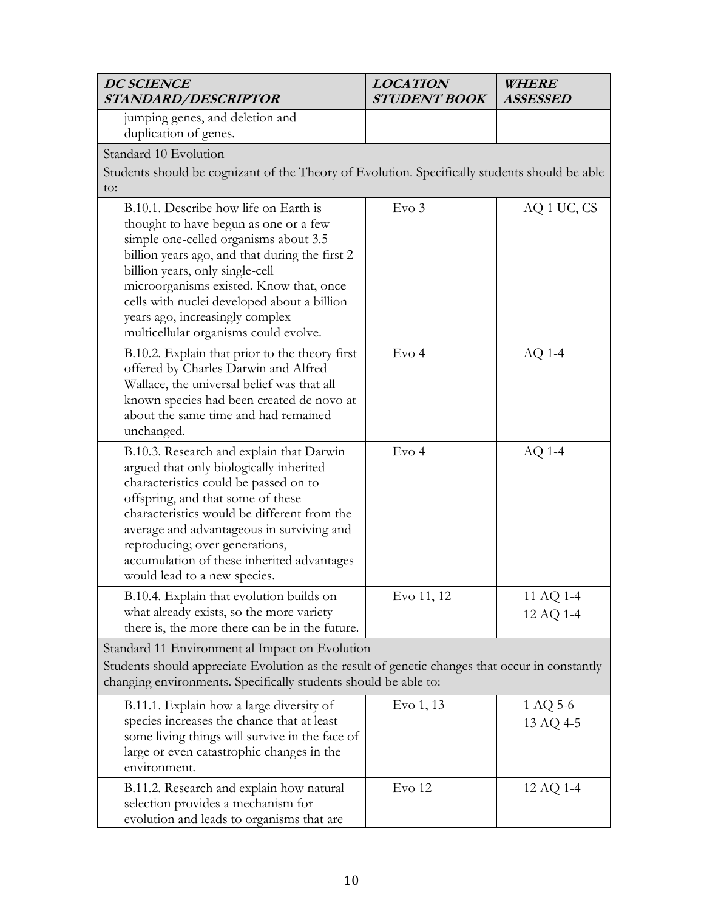| ***DC SCIENCE STANDARD/DESCRIPTOR*** | ***LOCATION STUDENT BOOK*** | ***WHERE ASSESSED*** |
|---|---|---|
| jumping genes, and deletion and duplication of genes. | | |
| Standard 10 Evolution<br>Students should be cognizant of the Theory of Evolution. Specifically students should be able to: | | |
| B.10.1. Describe how life on Earth is thought to have begun as one or a few simple one-celled organisms about 3.5 billion years ago, and that during the first 2 billion years, only single-cell microorganisms existed. Know that, once cells with nuclei developed about a billion years ago, increasingly complex multicellular organisms could evolve. | Evo 3 | AQ 1 UC, CS |
| B.10.2. Explain that prior to the theory first offered by Charles Darwin and Alfred Wallace, the universal belief was that all known species had been created de novo at about the same time and had remained unchanged. | Evo 4 | AQ 1-4 |
| B.10.3. Research and explain that Darwin argued that only biologically inherited characteristics could be passed on to offspring, and that some of these characteristics would be different from the average and advantageous in surviving and reproducing; over generations, accumulation of these inherited advantages would lead to a new species. | Evo 4 | AQ 1-4 |
| B.10.4. Explain that evolution builds on what already exists, so the more variety there is, the more there can be in the future. | Evo 11, 12 | 11 AQ 1-4<br>12 AQ 1-4 |
| Standard 11 Environment al Impact on Evolution<br>Students should appreciate Evolution as the result of genetic changes that occur in constantly changing environments. Specifically students should be able to: | | |
| B.11.1. Explain how a large diversity of species increases the chance that at least some living things will survive in the face of large or even catastrophic changes in the environment. | Evo 1, 13 | 1 AQ 5-6<br>13 AQ 4-5 |
| B.11.2. Research and explain how natural selection provides a mechanism for evolution and leads to organisms that are | Evo 12 | 12 AQ 1-4 |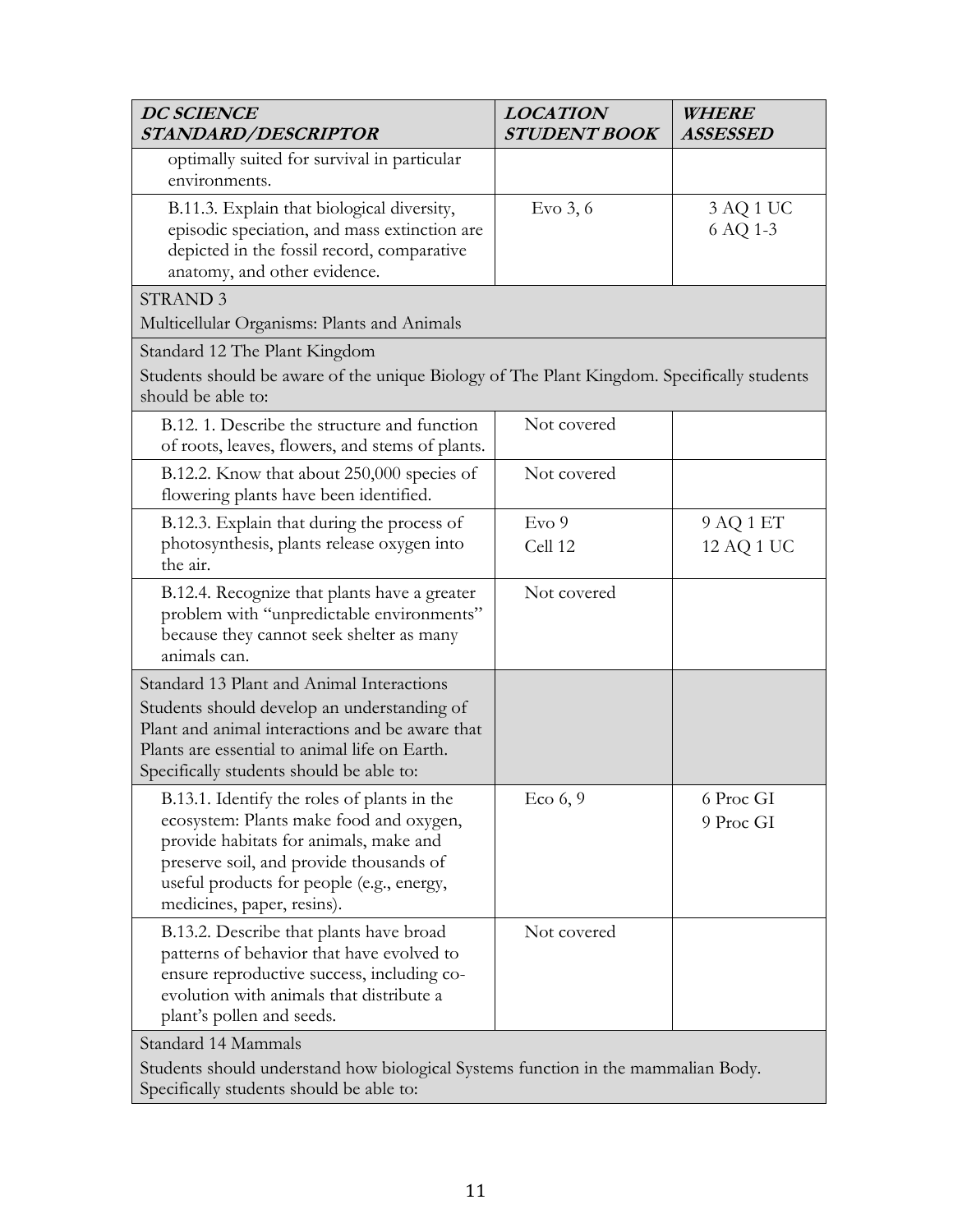| ***DC SCIENCE STANDARD/DESCRIPTOR*** | ***LOCATION STUDENT BOOK*** | ***WHERE ASSESSED*** |
|---|---|---|
| optimally suited for survival in particular environments. | | |
| B.11.3. Explain that biological diversity, episodic speciation, and mass extinction are depicted in the fossil record, comparative anatomy, and other evidence. | Evo 3, 6 | 3 AQ 1 UC<br>6 AQ 1-3 |
| STRAND 3<br>Multicellular Organisms: Plants and Animals | | |
| Standard 12 The Plant Kingdom<br>Students should be aware of the unique Biology of The Plant Kingdom. Specifically students should be able to: | | |
| B.12. 1. Describe the structure and function of roots, leaves, flowers, and stems of plants. | Not covered | |
| B.12.2. Know that about 250,000 species of flowering plants have been identified. | Not covered | |
| B.12.3. Explain that during the process of photosynthesis, plants release oxygen into the air. | Evo 9<br>Cell 12 | 9 AQ 1 ET<br>12 AQ 1 UC |
| B.12.4. Recognize that plants have a greater problem with "unpredictable environments" because they cannot seek shelter as many animals can. | Not covered | |
| Standard 13 Plant and Animal Interactions<br>Students should develop an understanding of Plant and animal interactions and be aware that Plants are essential to animal life on Earth. Specifically students should be able to: | | |
| B.13.1. Identify the roles of plants in the ecosystem: Plants make food and oxygen, provide habitats for animals, make and preserve soil, and provide thousands of useful products for people (e.g., energy, medicines, paper, resins). | Eco 6, 9 | 6 Proc GI<br>9 Proc GI |
| B.13.2. Describe that plants have broad patterns of behavior that have evolved to ensure reproductive success, including co-evolution with animals that distribute a plant's pollen and seeds. | Not covered | |
| Standard 14 Mammals<br>Students should understand how biological Systems function in the mammalian Body. Specifically students should be able to: | | |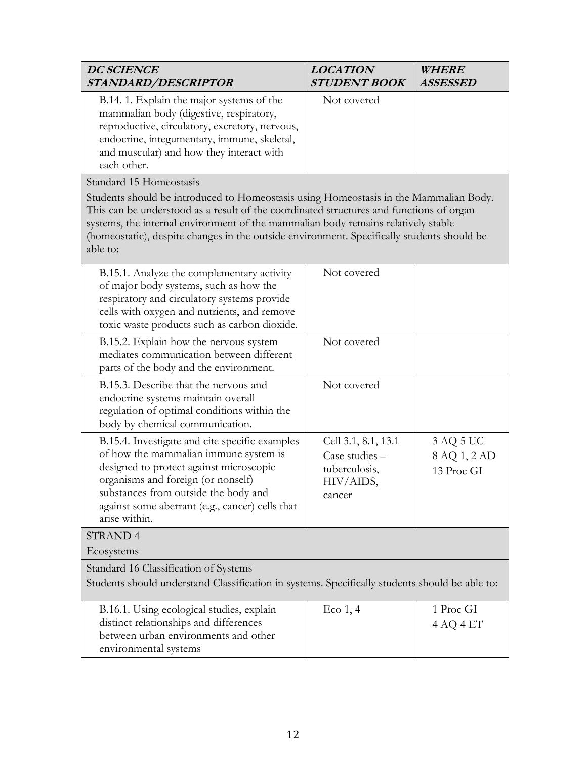| ***DC SCIENCE STANDARD/DESCRIPTOR*** | ***LOCATION STUDENT BOOK*** | ***WHERE ASSESSED*** |
|---|---|---|
| B.14. 1. Explain the major systems of the mammalian body (digestive, respiratory, reproductive, circulatory, excretory, nervous, endocrine, integumentary, immune, skeletal, and muscular) and how they interact with each other. | Not covered | |
| Standard 15 Homeostasis<br><br>Students should be introduced to Homeostasis using Homeostasis in the Mammalian Body. This can be understood as a result of the coordinated structures and functions of organ systems, the internal environment of the mammalian body remains relatively stable (homeostatic), despite changes in the outside environment. Specifically students should be able to: | | |
| B.15.1. Analyze the complementary activity of major body systems, such as how the respiratory and circulatory systems provide cells with oxygen and nutrients, and remove toxic waste products such as carbon dioxide. | Not covered | |
| B.15.2. Explain how the nervous system mediates communication between different parts of the body and the environment. | Not covered | |
| B.15.3. Describe that the nervous and endocrine systems maintain overall regulation of optimal conditions within the body by chemical communication. | Not covered | |
| B.15.4. Investigate and cite specific examples of how the mammalian immune system is designed to protect against microscopic organisms and foreign (or nonself) substances from outside the body and against some aberrant (e.g., cancer) cells that arise within. | Cell 3.1, 8.1, 13.1<br>Case studies – tuberculosis, HIV/AIDS, cancer | 3 AQ 5 UC<br>8 AQ 1, 2 AD<br>13 Proc GI |
| STRAND 4<br>Ecosystems | | |
| Standard 16 Classification of Systems<br>Students should understand Classification in systems. Specifically students should be able to: | | |
| B.16.1. Using ecological studies, explain distinct relationships and differences between urban environments and other environmental systems | Eco 1, 4 | 1 Proc GI<br>4 AQ 4 ET |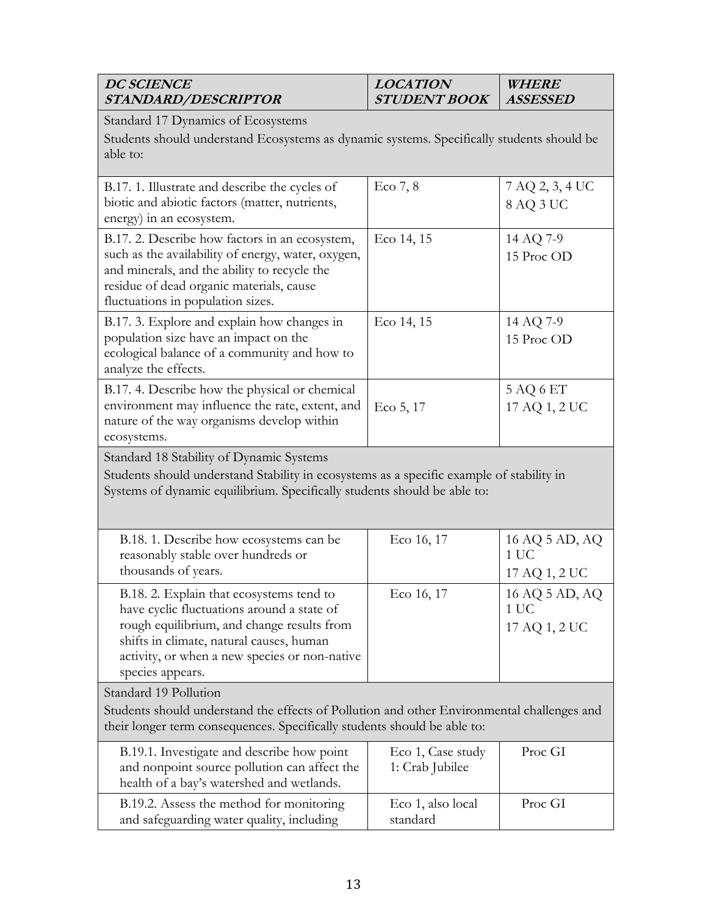| ***DC SCIENCE STANDARD/DESCRIPTOR*** | ***LOCATION STUDENT BOOK*** | ***WHERE ASSESSED*** |
|---|---|---|
| Standard 17 Dynamics of Ecosystems<br>Students should understand Ecosystems as dynamic systems. Specifically students should be able to: | | |
| B.17. 1. Illustrate and describe the cycles of biotic and abiotic factors (matter, nutrients, energy) in an ecosystem. | Eco 7, 8 | 7 AQ 2, 3, 4 UC<br>8 AQ 3 UC |
| B.17. 2. Describe how factors in an ecosystem, such as the availability of energy, water, oxygen, and minerals, and the ability to recycle the residue of dead organic materials, cause fluctuations in population sizes. | Eco 14, 15 | 14 AQ 7-9<br>15 Proc OD |
| B.17. 3. Explore and explain how changes in population size have an impact on the ecological balance of a community and how to analyze the effects. | Eco 14, 15 | 14 AQ 7-9<br>15 Proc OD |
| B.17. 4. Describe how the physical or chemical environment may influence the rate, extent, and nature of the way organisms develop within ecosystems. | Eco 5, 17 | 5 AQ 6 ET<br>17 AQ 1, 2 UC |
| Standard 18 Stability of Dynamic Systems<br>Students should understand Stability in ecosystems as a specific example of stability in Systems of dynamic equilibrium. Specifically students should be able to: | | |
| B.18. 1. Describe how ecosystems can be reasonably stable over hundreds or thousands of years. | Eco 16, 17 | 16 AQ 5 AD, AQ 1 UC<br>17 AQ 1, 2 UC |
| B.18. 2. Explain that ecosystems tend to have cyclic fluctuations around a state of rough equilibrium, and change results from shifts in climate, natural causes, human activity, or when a new species or non-native species appears. | Eco 16, 17 | 16 AQ 5 AD, AQ 1 UC<br>17 AQ 1, 2 UC |
| Standard 19 Pollution<br>Students should understand the effects of Pollution and other Environmental challenges and their longer term consequences. Specifically students should be able to: | | |
| B.19.1. Investigate and describe how point and nonpoint source pollution can affect the health of a bay's watershed and wetlands. | Eco 1, Case study 1: Crab Jubilee | Proc GI |
| B.19.2. Assess the method for monitoring and safeguarding water quality, including | Eco 1, also local standard | Proc GI |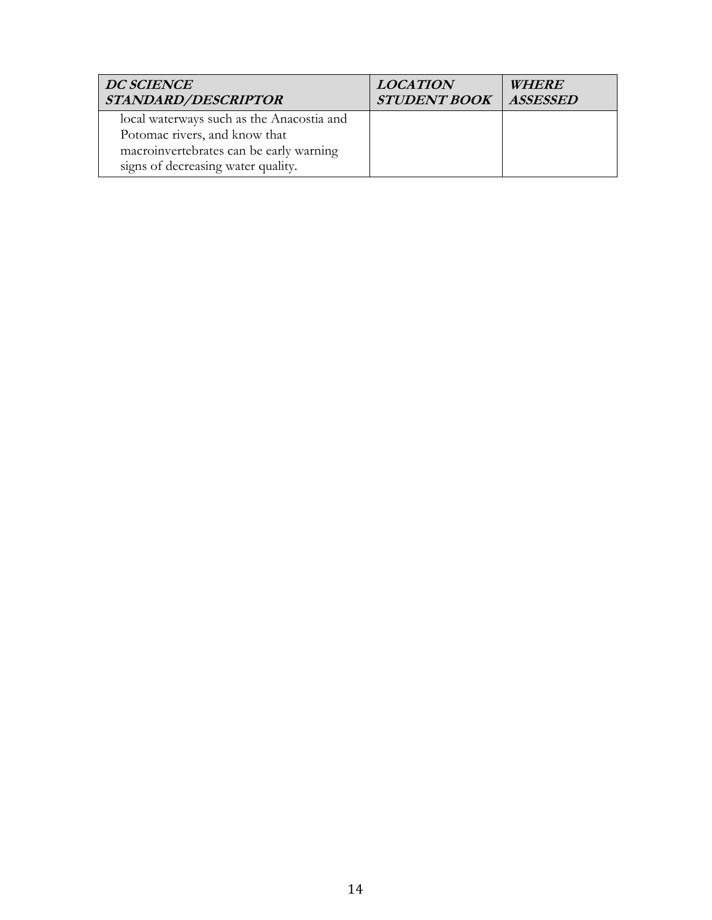| ***DC SCIENCE STANDARD/DESCRIPTOR*** | ***LOCATION STUDENT BOOK*** | ***WHERE ASSESSED*** |
|---|---|---|
| local waterways such as the Anacostia and Potomac rivers, and know that macroinvertebrates can be early warning signs of decreasing water quality. | | |